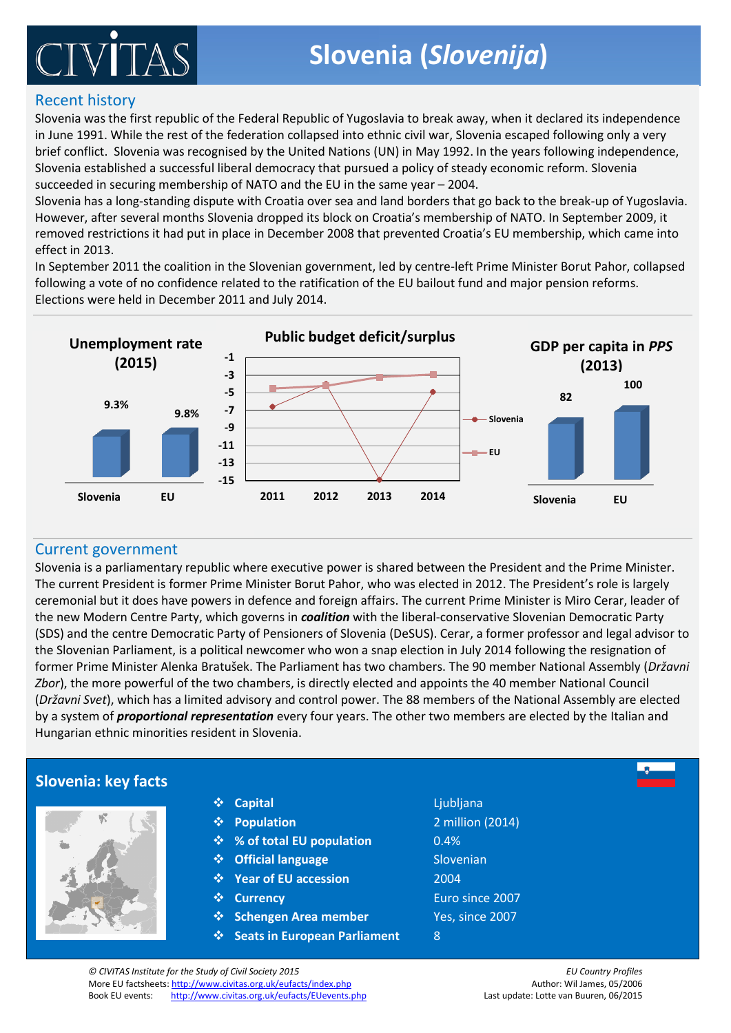# Slovenia (*Slovenija*)

## Recent history

Slovenia was the first republic of the Federal Republic of Yugoslavia to break away, when it declared its independence in June 1991. While the rest of the federation collapsed into ethnic civil war, Slovenia escaped following only a very brief conflict. Slovenia was recognised by the United Nations (UN) in May 1992. In the years following independence, Slovenia established a successful liberal democracy that pursued a policy of steady economic reform. Slovenia succeeded in securing membership of NATO and the EU in the same year – 2004.

Slovenia has a long-standing dispute with Croatia over sea and land borders that go back to the break-up of Yugoslavia. However, after several months Slovenia dropped its block on Croatia's membership of NATO. In September 2009, it removed restrictions it had put in place in December 2008 that prevented Croatia's EU membership, which came into effect in 2013.

In September 2011 the coalition in the Slovenian government, led by centre-left Prime Minister Borut Pahor, collapsed following a vote of no confidence related to the ratification of the EU bailout fund and major pension reforms. Elections were held in December 2011 and July 2014.

**Unemployment rate (2015)**

| | Slovenia | EU |
|---|---|---|
| Unemployment rate | 9.3% | 9.8% |

**Public budget deficit/surplus**

(Line chart for Slovenia and EU, 2011–2014; y-axis from -1 to -15)

**GDP per capita in *PPS* (2013)**

| | Slovenia | EU |
|---|---|---|
| GDP per capita in PPS | 82 | 100 |

## Current government

Slovenia is a parliamentary republic where executive power is shared between the President and the Prime Minister. The current President is former Prime Minister Borut Pahor, who was elected in 2012. The President's role is largely ceremonial but it does have powers in defence and foreign affairs. The current Prime Minister is Miro Cerar, leader of the new Modern Centre Party, which governs in ***coalition*** with the liberal-conservative Slovenian Democratic Party (SDS) and the centre Democratic Party of Pensioners of Slovenia (DeSUS). Cerar, a former professor and legal advisor to the Slovenian Parliament, is a political newcomer who won a snap election in July 2014 following the resignation of former Prime Minister Alenka Bratušek. The Parliament has two chambers. The 90 member National Assembly (*Državni Zbor*), the more powerful of the two chambers, is directly elected and appoints the 40 member National Council (*Državni Svet*), which has a limited advisory and control power. The 88 members of the National Assembly are elected by a system of ***proportional representation*** every four years. The other two members are elected by the Italian and Hungarian ethnic minorities resident in Slovenia.

## Slovenia: key facts

- **Capital**: Ljubljana
- **Population**: 2 million (2014)
- **% of total EU population**: 0.4%
- **Official language**: Slovenian
- **Year of EU accession**: 2004
- **Currency**: Euro since 2007
- **Schengen Area member**: Yes, since 2007
- **Seats in European Parliament**: 8

*© CIVITAS Institute for the Study of Civil Society 2015*
More EU factsheets: http://www.civitas.org.uk/eufacts/index.php
Book EU events: http://www.civitas.org.uk/eufacts/EUevents.php

*EU Country Profiles*
Author: Wil James, 05/2006
Last update: Lotte van Buuren, 06/2015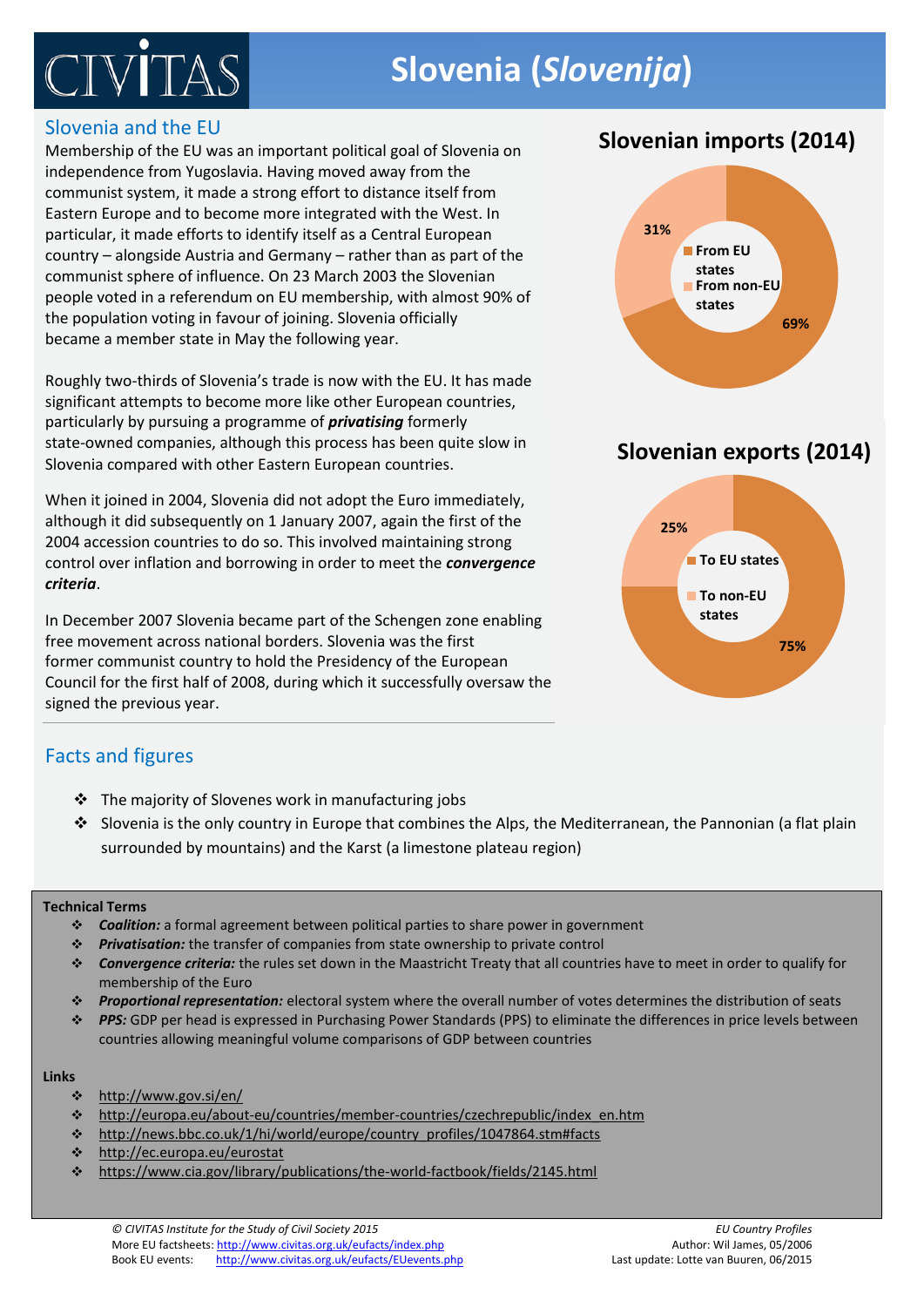# Slovenia (*Slovenija*)

## Slovenia and the EU

Membership of the EU was an important political goal of Slovenia on independence from Yugoslavia. Having moved away from the communist system, it made a strong effort to distance itself from Eastern Europe and to become more integrated with the West. In particular, it made efforts to identify itself as a Central European country – alongside Austria and Germany – rather than as part of the communist sphere of influence. On 23 March 2003 the Slovenian people voted in a referendum on EU membership, with almost 90% of the population voting in favour of joining. Slovenia officially became a member state in May the following year.

Roughly two-thirds of Slovenia's trade is now with the EU. It has made significant attempts to become more like other European countries, particularly by pursuing a programme of ***privatising*** formerly state-owned companies, although this process has been quite slow in Slovenia compared with other Eastern European countries.

When it joined in 2004, Slovenia did not adopt the Euro immediately, although it did subsequently on 1 January 2007, again the first of the 2004 accession countries to do so. This involved maintaining strong control over inflation and borrowing in order to meet the ***convergence criteria***.

In December 2007 Slovenia became part of the Schengen zone enabling free movement across national borders. Slovenia was the first former communist country to hold the Presidency of the European Council for the first half of 2008, during which it successfully oversaw the signed the previous year.

### Slovenian imports (2014)

From EU states
From non-EU states
31%
69%

### Slovenian exports (2014)

To EU states
To non-EU states
25%
75%

## Facts and figures

- The majority of Slovenes work in manufacturing jobs
- Slovenia is the only country in Europe that combines the Alps, the Mediterranean, the Pannonian (a flat plain surrounded by mountains) and the Karst (a limestone plateau region)

**Technical Terms**

- ***Coalition:*** a formal agreement between political parties to share power in government
- ***Privatisation:*** the transfer of companies from state ownership to private control
- ***Convergence criteria:*** the rules set down in the Maastricht Treaty that all countries have to meet in order to qualify for membership of the Euro
- ***Proportional representation:*** electoral system where the overall number of votes determines the distribution of seats
- ***PPS:*** GDP per head is expressed in Purchasing Power Standards (PPS) to eliminate the differences in price levels between countries allowing meaningful volume comparisons of GDP between countries

**Links**

- http://www.gov.si/en/
- http://europa.eu/about-eu/countries/member-countries/czechrepublic/index_en.htm
- http://news.bbc.co.uk/1/hi/world/europe/country_profiles/1047864.stm#facts
- http://ec.europa.eu/eurostat
- https://www.cia.gov/library/publications/the-world-factbook/fields/2145.html

*© CIVITAS Institute for the Study of Civil Society 2015*
More EU factsheets: http://www.civitas.org.uk/eufacts/index.php
Book EU events: http://www.civitas.org.uk/eufacts/EUevents.php

*EU Country Profiles*
Author: Wil James, 05/2006
Last update: Lotte van Buuren, 06/2015